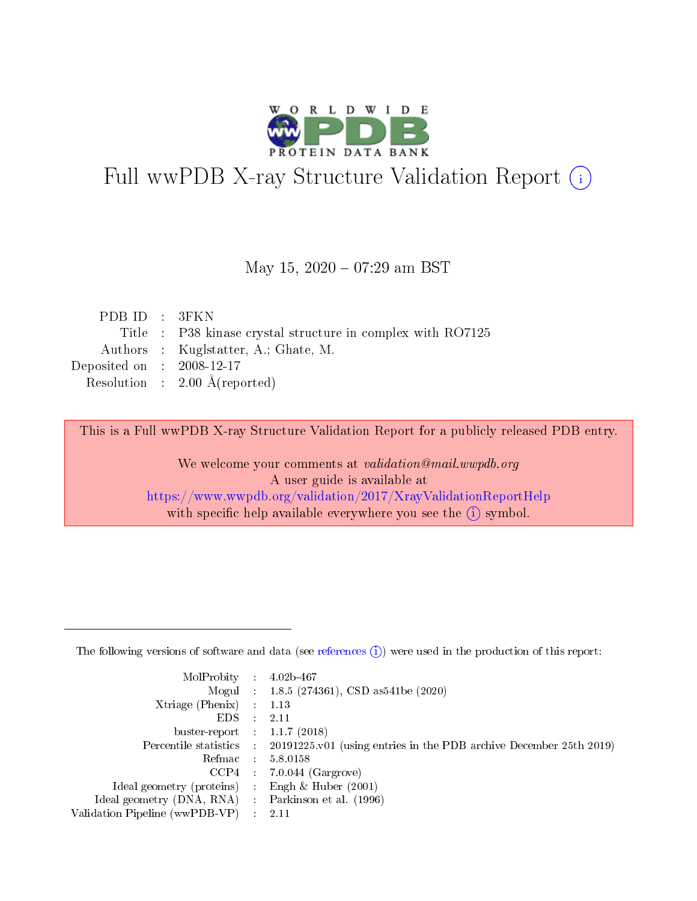# Full wwPDB X-ray Structure Validation Report (i)

May 15, 2020 – 07:29 am BST

| | | |
|---|---|---|
| PDB ID | : | 3FKN |
| Title | : | P38 kinase crystal structure in complex with RO7125 |
| Authors | : | Kuglstatter, A.; Ghate, M. |
| Deposited on | : | 2008-12-17 |
| Resolution | : | 2.00 Å(reported) |

This is a Full wwPDB X-ray Structure Validation Report for a publicly released PDB entry.

We welcome your comments at *validation@mail.wwpdb.org*
A user guide is available at
https://www.wwpdb.org/validation/2017/XrayValidationReportHelp
with specific help available everywhere you see the (i) symbol.

---

The following versions of software and data (see references (i)) were used in the production of this report:

| | | |
|---|---|---|
| MolProbity | : | 4.02b-467 |
| Mogul | : | 1.8.5 (274361), CSD as541be (2020) |
| Xtriage (Phenix) | : | 1.13 |
| EDS | : | 2.11 |
| buster-report | : | 1.1.7 (2018) |
| Percentile statistics | : | 20191225.v01 (using entries in the PDB archive December 25th 2019) |
| Refmac | : | 5.8.0158 |
| CCP4 | : | 7.0.044 (Gargrove) |
| Ideal geometry (proteins) | : | Engh & Huber (2001) |
| Ideal geometry (DNA, RNA) | : | Parkinson et al. (1996) |
| Validation Pipeline (wwPDB-VP) | : | 2.11 |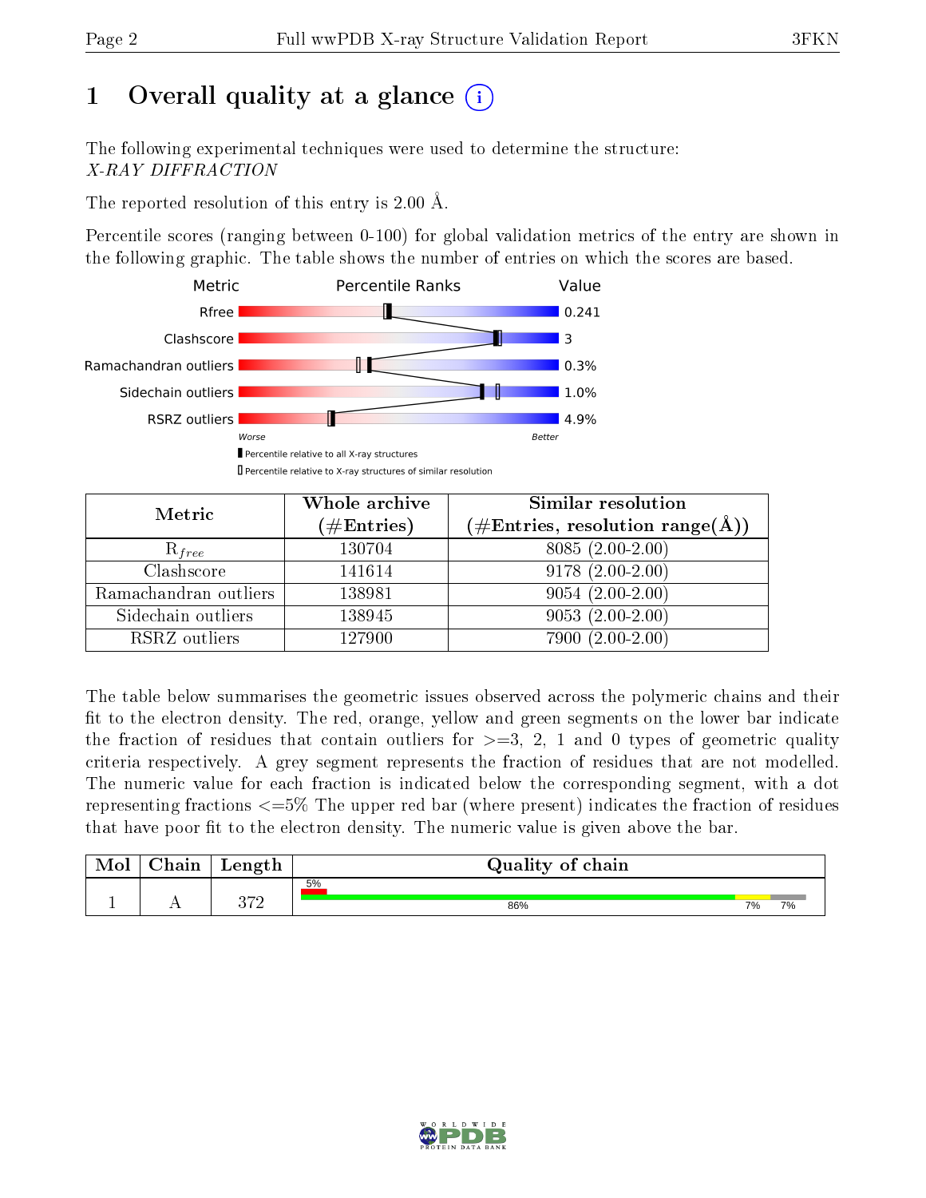# 1 Overall quality at a glance (i)

The following experimental techniques were used to determine the structure:
*X-RAY DIFFRACTION*

The reported resolution of this entry is 2.00 Å.

Percentile scores (ranging between 0-100) for global validation metrics of the entry are shown in the following graphic. The table shows the number of entries on which the scores are based.

| Metric | Value |
|---|---|
| Rfree | 0.241 |
| Clashscore | 3 |
| Ramachandran outliers | 0.3% |
| Sidechain outliers | 1.0% |
| RSRZ outliers | 4.9% |

| Metric | Whole archive (#Entries) | Similar resolution (#Entries, resolution range(Å)) |
|---|---|---|
| $R_{free}$ | 130704 | 8085 (2.00-2.00) |
| Clashscore | 141614 | 9178 (2.00-2.00) |
| Ramachandran outliers | 138981 | 9054 (2.00-2.00) |
| Sidechain outliers | 138945 | 9053 (2.00-2.00) |
| RSRZ outliers | 127900 | 7900 (2.00-2.00) |

The table below summarises the geometric issues observed across the polymeric chains and their fit to the electron density. The red, orange, yellow and green segments on the lower bar indicate the fraction of residues that contain outliers for >=3, 2, 1 and 0 types of geometric quality criteria respectively. A grey segment represents the fraction of residues that are not modelled. The numeric value for each fraction is indicated below the corresponding segment, with a dot representing fractions <=5% The upper red bar (where present) indicates the fraction of residues that have poor fit to the electron density. The numeric value is given above the bar.

| Mol | Chain | Length | Quality of chain |
|---|---|---|---|
| 1 | A | 372 | 5% (poor fit); 86% green, 7% yellow, 7% grey |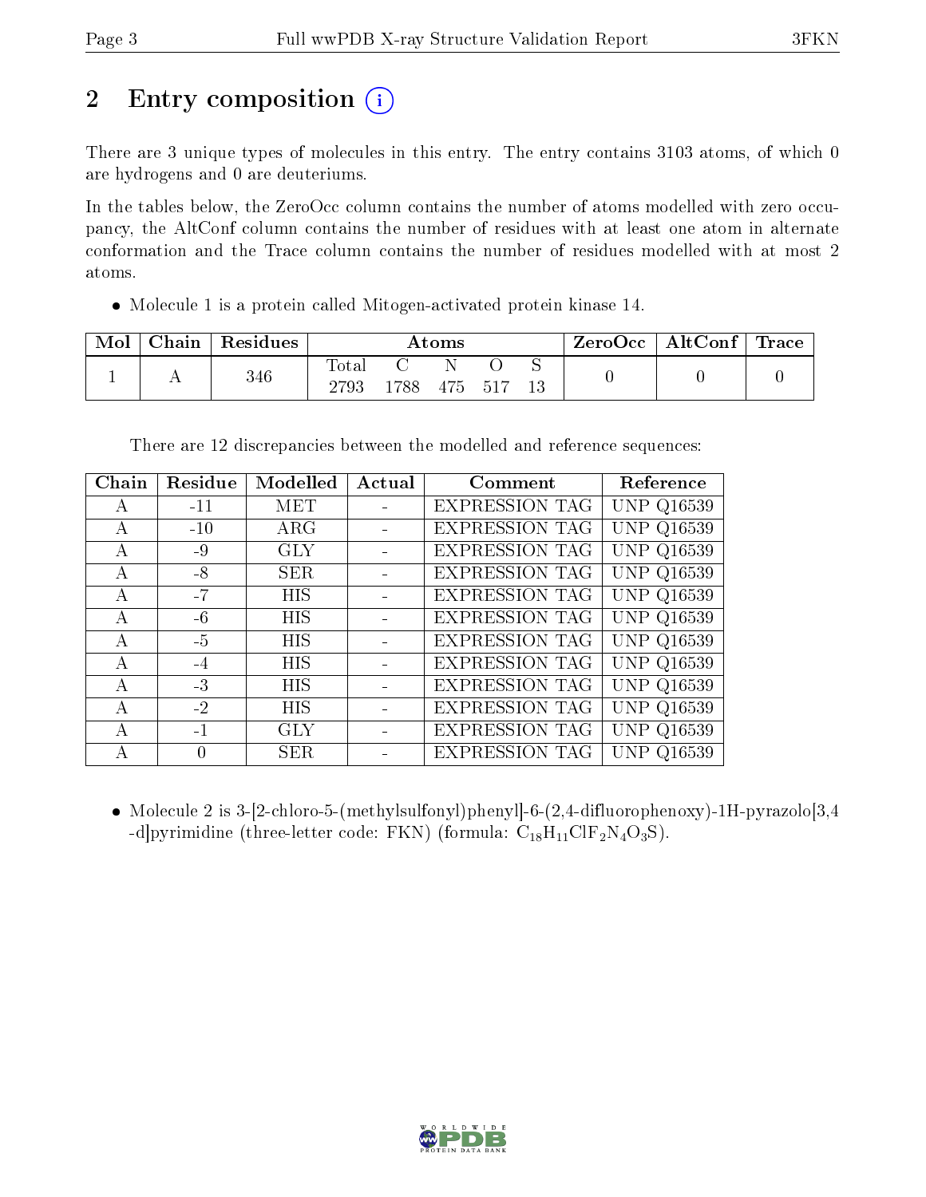## 2 Entry composition

There are 3 unique types of molecules in this entry. The entry contains 3103 atoms, of which 0 are hydrogens and 0 are deuteriums.

In the tables below, the ZeroOcc column contains the number of atoms modelled with zero occupancy, the AltConf column contains the number of residues with at least one atom in alternate conformation and the Trace column contains the number of residues modelled with at most 2 atoms.

- Molecule 1 is a protein called Mitogen-activated protein kinase 14.

| Mol | Chain | Residues | Atoms | | | | | ZeroOcc | AltConf | Trace |
|---|---|---|---|---|---|---|---|---|---|---|
| | | | Total | C | N | O | S | | | |
| 1 | A | 346 | 2793 | 1788 | 475 | 517 | 13 | 0 | 0 | 0 |

There are 12 discrepancies between the modelled and reference sequences:

| Chain | Residue | Modelled | Actual | Comment | Reference |
|---|---|---|---|---|---|
| A | -11 | MET | - | EXPRESSION TAG | UNP Q16539 |
| A | -10 | ARG | - | EXPRESSION TAG | UNP Q16539 |
| A | -9 | GLY | - | EXPRESSION TAG | UNP Q16539 |
| A | -8 | SER | - | EXPRESSION TAG | UNP Q16539 |
| A | -7 | HIS | - | EXPRESSION TAG | UNP Q16539 |
| A | -6 | HIS | - | EXPRESSION TAG | UNP Q16539 |
| A | -5 | HIS | - | EXPRESSION TAG | UNP Q16539 |
| A | -4 | HIS | - | EXPRESSION TAG | UNP Q16539 |
| A | -3 | HIS | - | EXPRESSION TAG | UNP Q16539 |
| A | -2 | HIS | - | EXPRESSION TAG | UNP Q16539 |
| A | -1 | GLY | - | EXPRESSION TAG | UNP Q16539 |
| A | 0 | SER | - | EXPRESSION TAG | UNP Q16539 |

- Molecule 2 is 3-[2-chloro-5-(methylsulfonyl)phenyl]-6-(2,4-difluorophenoxy)-1H-pyrazolo[3,4-d]pyrimidine (three-letter code: FKN) (formula: $C_{18}H_{11}ClF_2N_4O_3S$).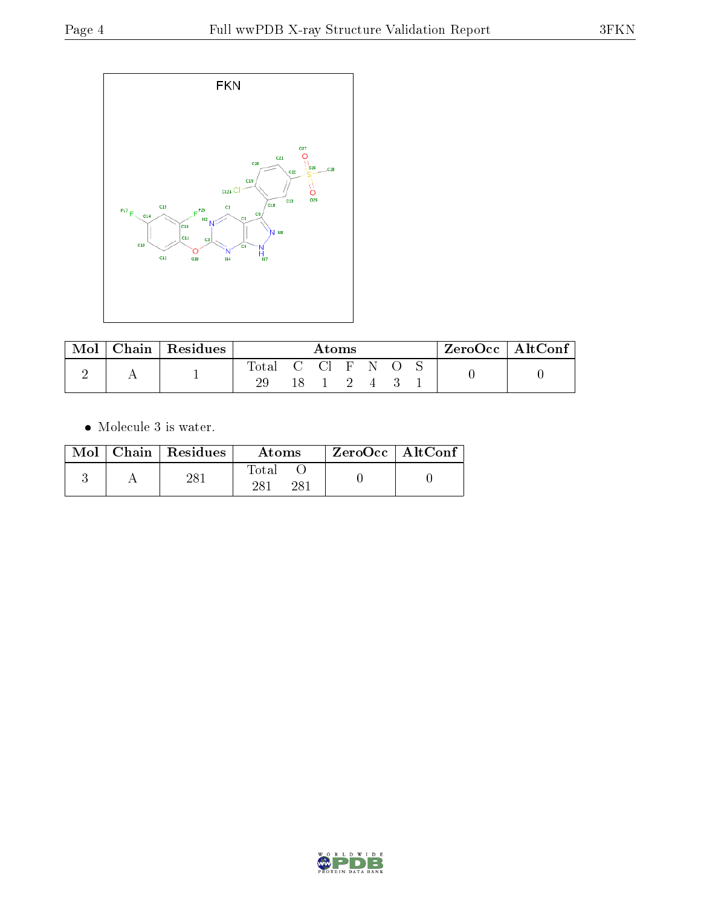| Mol | Chain | Residues | Atoms | | | | | | | ZeroOcc | AltConf |
|---|---|---|---|---|---|---|---|---|---|---|---|
| | | | Total | C | Cl | F | N | O | S | | |
| 2 | A | 1 | 29 | 18 | 1 | 2 | 4 | 3 | 1 | 0 | 0 |

- Molecule 3 is water.

| Mol | Chain | Residues | Atoms | | ZeroOcc | AltConf |
|---|---|---|---|---|---|---|
| | | | Total | O | | |
| 3 | A | 281 | 281 | 281 | 0 | 0 |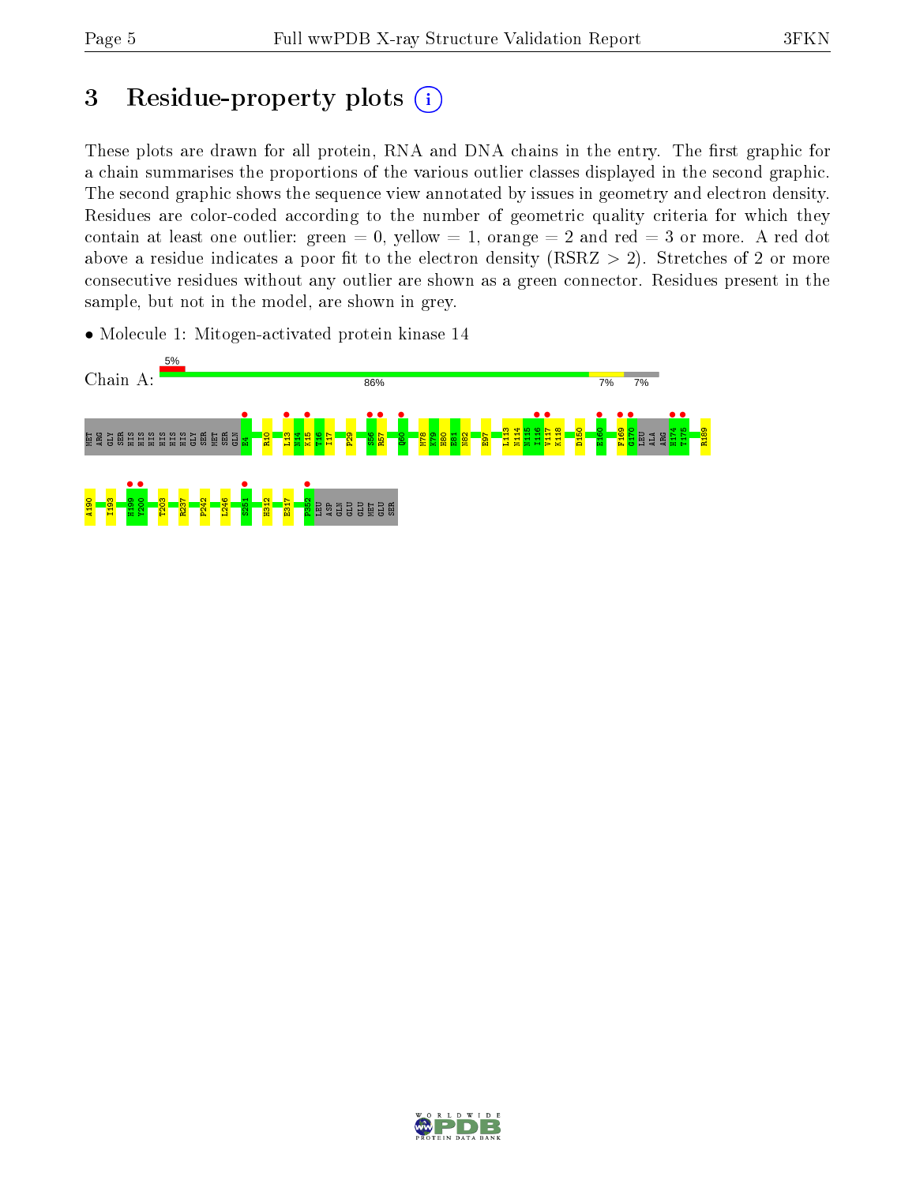# 3 Residue-property plots

These plots are drawn for all protein, RNA and DNA chains in the entry. The first graphic for a chain summarises the proportions of the various outlier classes displayed in the second graphic. The second graphic shows the sequence view annotated by issues in geometry and electron density. Residues are color-coded according to the number of geometric quality criteria for which they contain at least one outlier: green = 0, yellow = 1, orange = 2 and red = 3 or more. A red dot above a residue indicates a poor fit to the electron density (RSRZ > 2). Stretches of 2 or more consecutive residues without any outlier are shown as a green connector. Residues present in the sample, but not in the model, are shown in grey.

- Molecule 1: Mitogen-activated protein kinase 14

Chain A: 5% | 86% | 7% | 7%

MET ARG GLY SER HIS HIS HIS HIS HIS HIS GLY SER MET SER GLN E4 R10 L13 N14 K15 T16 I17 P29 S56 R57 Q60 M78 K79 H80 E81 N82 E97 L113 N114 N115 I116 V117 K118 D150 E160 F169 G170 LEU ALA ARG H174 T175 R189

A190 I193 H199 V200 T203 R237 P242 L246 S251 H312 E317 P352 LEU ASP GLN GLU GLU MET GLU SER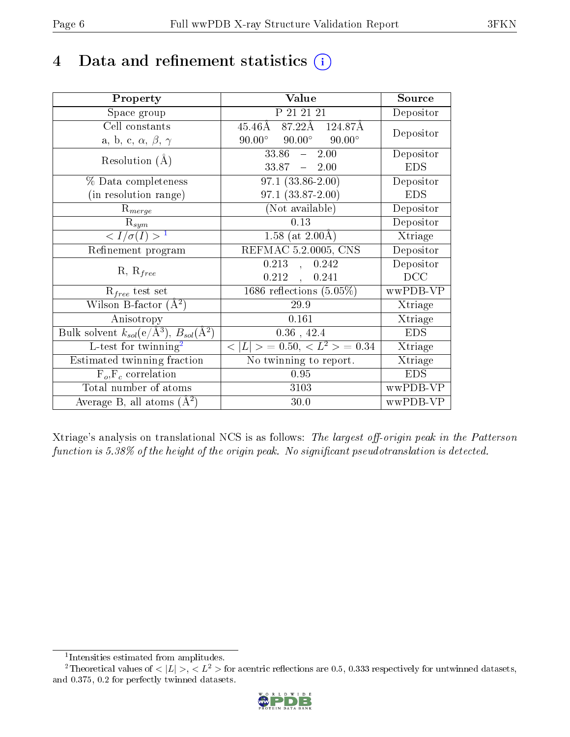# 4 Data and refinement statistics (i)

| Property | Value | Source |
|---|---|---|
| Space group | P 21 21 21 | Depositor |
| Cell constants<br>a, b, c, $\alpha$, $\beta$, $\gamma$ | 45.46Å 87.22Å 124.87Å<br>90.00° 90.00° 90.00° | Depositor |
| Resolution (Å) | 33.86 – 2.00<br>33.87 – 2.00 | Depositor<br>EDS |
| % Data completeness<br>(in resolution range) | 97.1 (33.86-2.00)<br>97.1 (33.87-2.00) | Depositor<br>EDS |
| $R_{merge}$ | (Not available) | Depositor |
| $R_{sym}$ | 0.13 | Depositor |
| $< I/\sigma(I) >$ [1] | 1.58 (at 2.00Å) | Xtriage |
| Refinement program | REFMAC 5.2.0005, CNS | Depositor |
| R, $R_{free}$ | 0.213 , 0.242<br>0.212 , 0.241 | Depositor<br>DCC |
| $R_{free}$ test set | 1686 reflections (5.05%) | wwPDB-VP |
| Wilson B-factor (Å$^2$) | 29.9 | Xtriage |
| Anisotropy | 0.161 | Xtriage |
| Bulk solvent $k_{sol}$(e/Å$^3$), $B_{sol}$(Å$^2$) | 0.36 , 42.4 | EDS |
| L-test for twinning[2] | $< \|L\| >$ = 0.50, $< L^2 >$ = 0.34 | Xtriage |
| Estimated twinning fraction | No twinning to report. | Xtriage |
| $F_o$,$F_c$ correlation | 0.95 | EDS |
| Total number of atoms | 3103 | wwPDB-VP |
| Average B, all atoms (Å$^2$) | 30.0 | wwPDB-VP |

Xtriage's analysis on translational NCS is as follows: *The largest off-origin peak in the Patterson function is 5.38% of the height of the origin peak. No significant pseudotranslation is detected.*

[1] Intensities estimated from amplitudes.

[2] Theoretical values of $< |L| >$, $< L^2 >$ for acentric reflections are 0.5, 0.333 respectively for untwinned datasets, and 0.375, 0.2 for perfectly twinned datasets.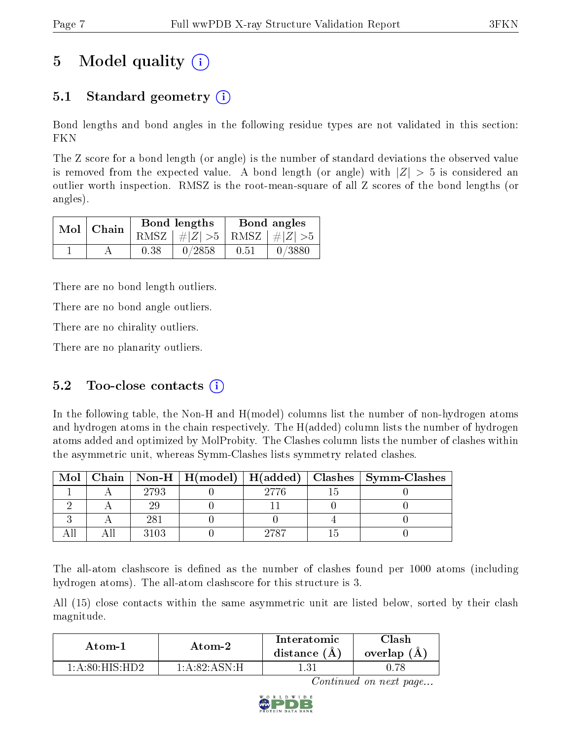# 5 Model quality (i)

## 5.1 Standard geometry (i)

Bond lengths and bond angles in the following residue types are not validated in this section: FKN

The Z score for a bond length (or angle) is the number of standard deviations the observed value is removed from the expected value. A bond length (or angle) with $|Z| > 5$ is considered an outlier worth inspection. RMSZ is the root-mean-square of all Z scores of the bond lengths (or angles).

| Mol | Chain | Bond lengths | | Bond angles | |
|---|---|---|---|---|---|
| | | RMSZ | $\#\|Z\| >5$ | RMSZ | $\#\|Z\| >5$ |
| 1 | A | 0.38 | 0/2858 | 0.51 | 0/3880 |

There are no bond length outliers.

There are no bond angle outliers.

There are no chirality outliers.

There are no planarity outliers.

## 5.2 Too-close contacts (i)

In the following table, the Non-H and H(model) columns list the number of non-hydrogen atoms and hydrogen atoms in the chain respectively. The H(added) column lists the number of hydrogen atoms added and optimized by MolProbity. The Clashes column lists the number of clashes within the asymmetric unit, whereas Symm-Clashes lists symmetry related clashes.

| Mol | Chain | Non-H | H(model) | H(added) | Clashes | Symm-Clashes |
|---|---|---|---|---|---|---|
| 1 | A | 2793 | 0 | 2776 | 15 | 0 |
| 2 | A | 29 | 0 | 11 | 0 | 0 |
| 3 | A | 281 | 0 | 0 | 4 | 0 |
| All | All | 3103 | 0 | 2787 | 15 | 0 |

The all-atom clashscore is defined as the number of clashes found per 1000 atoms (including hydrogen atoms). The all-atom clashscore for this structure is 3.

All (15) close contacts within the same asymmetric unit are listed below, sorted by their clash magnitude.

| Atom-1 | Atom-2 | Interatomic distance (Å) | Clash overlap (Å) |
|---|---|---|---|
| 1:A:80:HIS:HD2 | 1:A:82:ASN:H | 1.31 | 0.78 |

*Continued on next page...*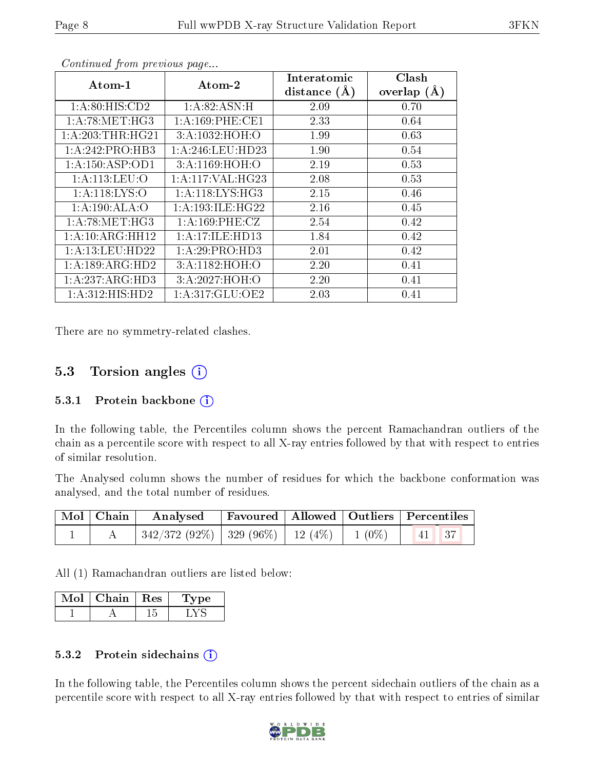*Continued from previous page...*

| Atom-1 | Atom-2 | Interatomic distance (Å) | Clash overlap (Å) |
|---|---|---|---|
| 1:A:80:HIS:CD2 | 1:A:82:ASN:H | 2.09 | 0.70 |
| 1:A:78:MET:HG3 | 1:A:169:PHE:CE1 | 2.33 | 0.64 |
| 1:A:203:THR:HG21 | 3:A:1032:HOH:O | 1.99 | 0.63 |
| 1:A:242:PRO:HB3 | 1:A:246:LEU:HD23 | 1.90 | 0.54 |
| 1:A:150:ASP:OD1 | 3:A:1169:HOH:O | 2.19 | 0.53 |
| 1:A:113:LEU:O | 1:A:117:VAL:HG23 | 2.08 | 0.53 |
| 1:A:118:LYS:O | 1:A:118:LYS:HG3 | 2.15 | 0.46 |
| 1:A:190:ALA:O | 1:A:193:ILE:HG22 | 2.16 | 0.45 |
| 1:A:78:MET:HG3 | 1:A:169:PHE:CZ | 2.54 | 0.42 |
| 1:A:10:ARG:HH12 | 1:A:17:ILE:HD13 | 1.84 | 0.42 |
| 1:A:13:LEU:HD22 | 1:A:29:PRO:HD3 | 2.01 | 0.42 |
| 1:A:189:ARG:HD2 | 3:A:1182:HOH:O | 2.20 | 0.41 |
| 1:A:237:ARG:HD3 | 3:A:2027:HOH:O | 2.20 | 0.41 |
| 1:A:312:HIS:HD2 | 1:A:317:GLU:OE2 | 2.03 | 0.41 |

There are no symmetry-related clashes.

## 5.3 Torsion angles (i)

### 5.3.1 Protein backbone (i)

In the following table, the Percentiles column shows the percent Ramachandran outliers of the chain as a percentile score with respect to all X-ray entries followed by that with respect to entries of similar resolution.

The Analysed column shows the number of residues for which the backbone conformation was analysed, and the total number of residues.

| Mol | Chain | Analysed | Favoured | Allowed | Outliers | Percentiles | |
|---|---|---|---|---|---|---|---|
| 1 | A | 342/372 (92%) | 329 (96%) | 12 (4%) | 1 (0%) | 41 | 37 |

All (1) Ramachandran outliers are listed below:

| Mol | Chain | Res | Type |
|---|---|---|---|
| 1 | A | 15 | LYS |

### 5.3.2 Protein sidechains (i)

In the following table, the Percentiles column shows the percent sidechain outliers of the chain as a percentile score with respect to all X-ray entries followed by that with respect to entries of similar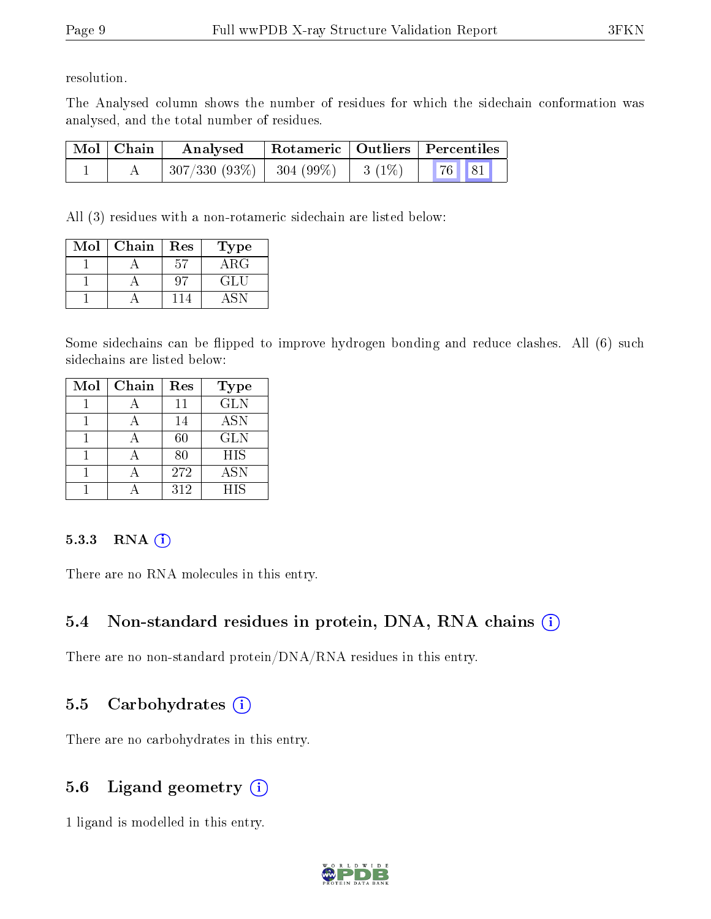resolution.

The Analysed column shows the number of residues for which the sidechain conformation was analysed, and the total number of residues.

| Mol | Chain | Analysed | Rotameric | Outliers | Percentiles |
|---|---|---|---|---|---|
| 1 | A | 307/330 (93%) | 304 (99%) | 3 (1%) | 76 81 |

All (3) residues with a non-rotameric sidechain are listed below:

| Mol | Chain | Res | Type |
|---|---|---|---|
| 1 | A | 57 | ARG |
| 1 | A | 97 | GLU |
| 1 | A | 114 | ASN |

Some sidechains can be flipped to improve hydrogen bonding and reduce clashes. All (6) such sidechains are listed below:

| Mol | Chain | Res | Type |
|---|---|---|---|
| 1 | A | 11 | GLN |
| 1 | A | 14 | ASN |
| 1 | A | 60 | GLN |
| 1 | A | 80 | HIS |
| 1 | A | 272 | ASN |
| 1 | A | 312 | HIS |

#### 5.3.3 RNA (i)

There are no RNA molecules in this entry.

### 5.4 Non-standard residues in protein, DNA, RNA chains (i)

There are no non-standard protein/DNA/RNA residues in this entry.

### 5.5 Carbohydrates (i)

There are no carbohydrates in this entry.

### 5.6 Ligand geometry (i)

1 ligand is modelled in this entry.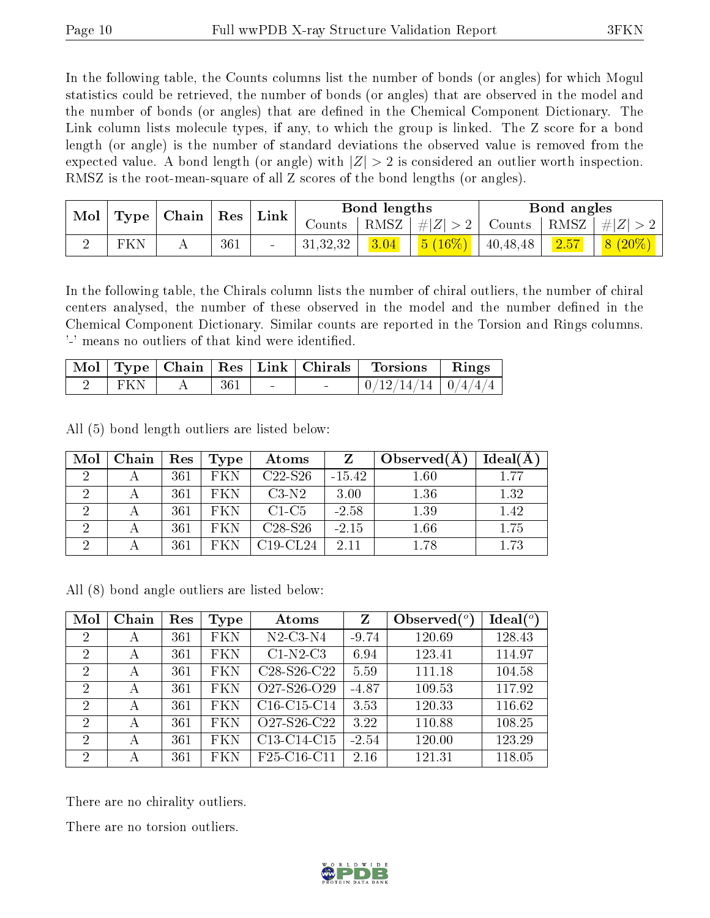In the following table, the Counts columns list the number of bonds (or angles) for which Mogul statistics could be retrieved, the number of bonds (or angles) that are observed in the model and the number of bonds (or angles) that are defined in the Chemical Component Dictionary. The Link column lists molecule types, if any, to which the group is linked. The Z score for a bond length (or angle) is the number of standard deviations the observed value is removed from the expected value. A bond length (or angle) with $|Z| > 2$ is considered an outlier worth inspection. RMSZ is the root-mean-square of all Z scores of the bond lengths (or angles).

| Mol | Type | Chain | Res | Link | Bond lengths | | | Bond angles | | |
|---|---|---|---|---|---|---|---|---|---|---|
| | | | | | Counts | RMSZ | $\#\|Z\| > 2$ | Counts | RMSZ | $\#\|Z\| > 2$ |
| 2 | FKN | A | 361 | - | 31,32,32 | 3.04 | 5 (16%) | 40,48,48 | 2.57 | 8 (20%) |

In the following table, the Chirals column lists the number of chiral outliers, the number of chiral centers analysed, the number of these observed in the model and the number defined in the Chemical Component Dictionary. Similar counts are reported in the Torsion and Rings columns. '-' means no outliers of that kind were identified.

| Mol | Type | Chain | Res | Link | Chirals | Torsions | Rings |
|---|---|---|---|---|---|---|---|
| 2 | FKN | A | 361 | - | - | 0/12/14/14 | 0/4/4/4 |

All (5) bond length outliers are listed below:

| Mol | Chain | Res | Type | Atoms | Z | Observed(Å) | Ideal(Å) |
|---|---|---|---|---|---|---|---|
| 2 | A | 361 | FKN | C22-S26 | -15.42 | 1.60 | 1.77 |
| 2 | A | 361 | FKN | C3-N2 | 3.00 | 1.36 | 1.32 |
| 2 | A | 361 | FKN | C1-C5 | -2.58 | 1.39 | 1.42 |
| 2 | A | 361 | FKN | C28-S26 | -2.15 | 1.66 | 1.75 |
| 2 | A | 361 | FKN | C19-CL24 | 2.11 | 1.78 | 1.73 |

All (8) bond angle outliers are listed below:

| Mol | Chain | Res | Type | Atoms | Z | Observed(°) | Ideal(°) |
|---|---|---|---|---|---|---|---|
| 2 | A | 361 | FKN | N2-C3-N4 | -9.74 | 120.69 | 128.43 |
| 2 | A | 361 | FKN | C1-N2-C3 | 6.94 | 123.41 | 114.97 |
| 2 | A | 361 | FKN | C28-S26-C22 | 5.59 | 111.18 | 104.58 |
| 2 | A | 361 | FKN | O27-S26-O29 | -4.87 | 109.53 | 117.92 |
| 2 | A | 361 | FKN | C16-C15-C14 | 3.53 | 120.33 | 116.62 |
| 2 | A | 361 | FKN | O27-S26-C22 | 3.22 | 110.88 | 108.25 |
| 2 | A | 361 | FKN | C13-C14-C15 | -2.54 | 120.00 | 123.29 |
| 2 | A | 361 | FKN | F25-C16-C11 | 2.16 | 121.31 | 118.05 |

There are no chirality outliers.

There are no torsion outliers.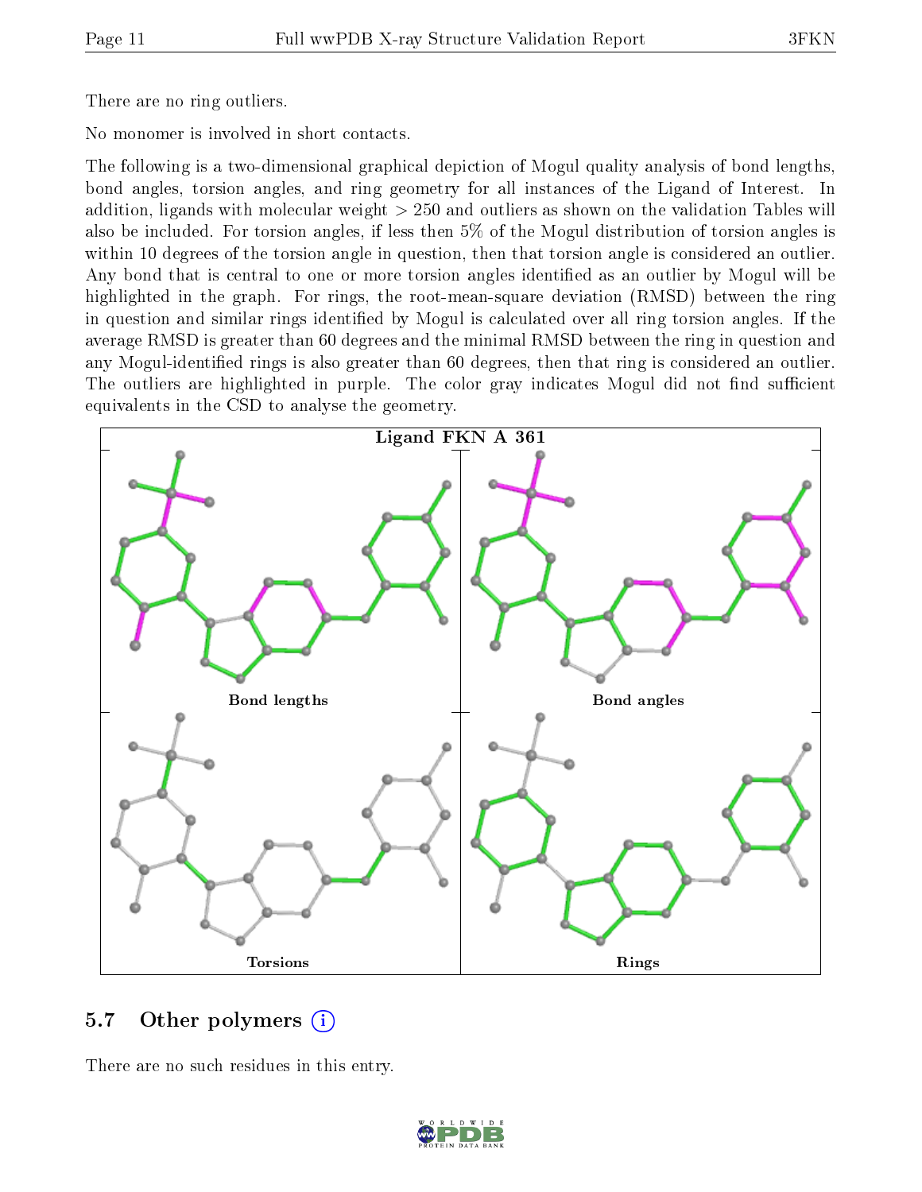There are no ring outliers.

No monomer is involved in short contacts.

The following is a two-dimensional graphical depiction of Mogul quality analysis of bond lengths, bond angles, torsion angles, and ring geometry for all instances of the Ligand of Interest. In addition, ligands with molecular weight > 250 and outliers as shown on the validation Tables will also be included. For torsion angles, if less then 5% of the Mogul distribution of torsion angles is within 10 degrees of the torsion angle in question, then that torsion angle is considered an outlier. Any bond that is central to one or more torsion angles identified as an outlier by Mogul will be highlighted in the graph. For rings, the root-mean-square deviation (RMSD) between the ring in question and similar rings identified by Mogul is calculated over all ring torsion angles. If the average RMSD is greater than 60 degrees and the minimal RMSD between the ring in question and any Mogul-identified rings is also greater than 60 degrees, then that ring is considered an outlier. The outliers are highlighted in purple. The color gray indicates Mogul did not find sufficient equivalents in the CSD to analyse the geometry.

Ligand FKN A 361

Bond lengths | Bond angles | Torsions | Rings

## 5.7 Other polymers

There are no such residues in this entry.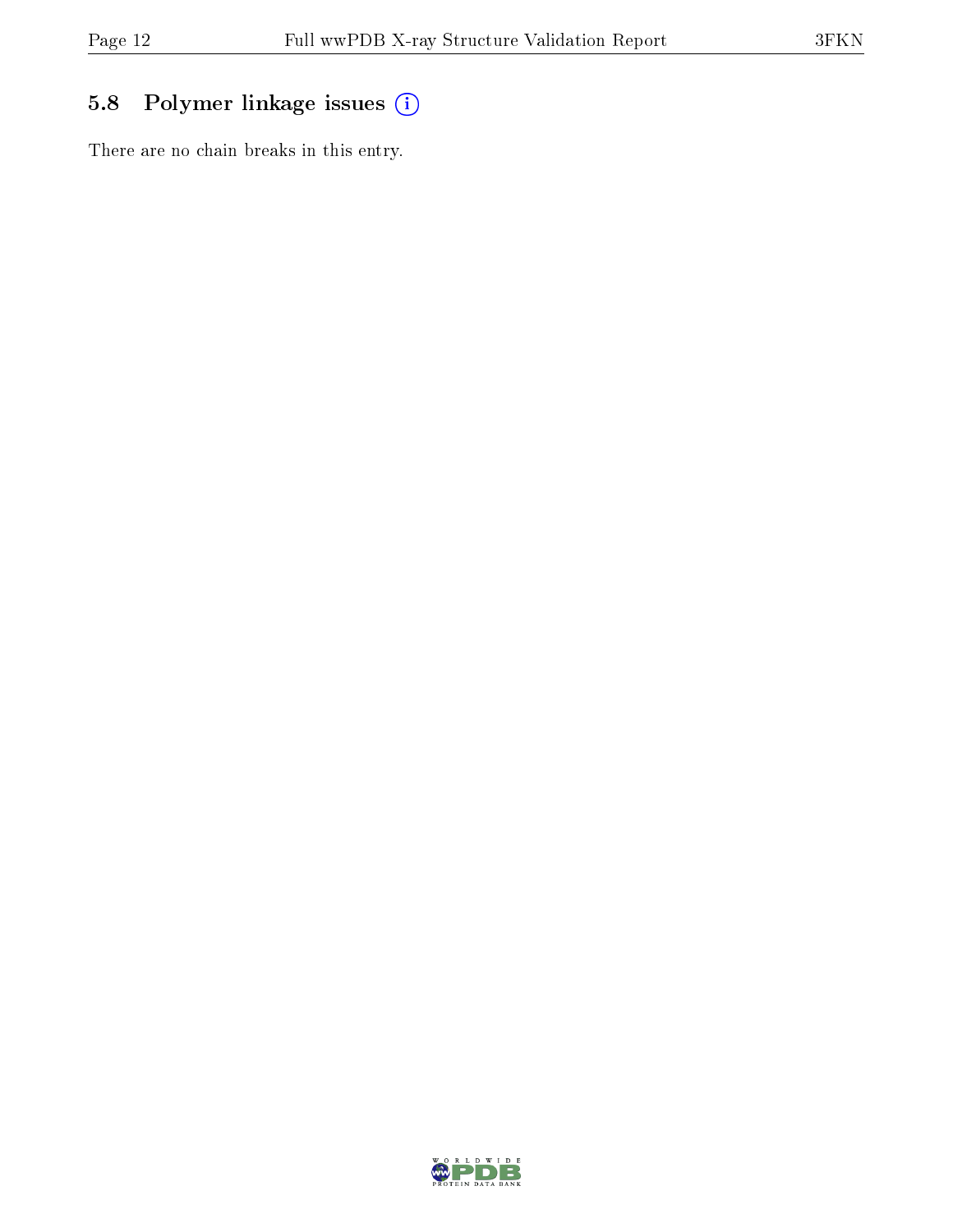## 5.8 Polymer linkage issues

There are no chain breaks in this entry.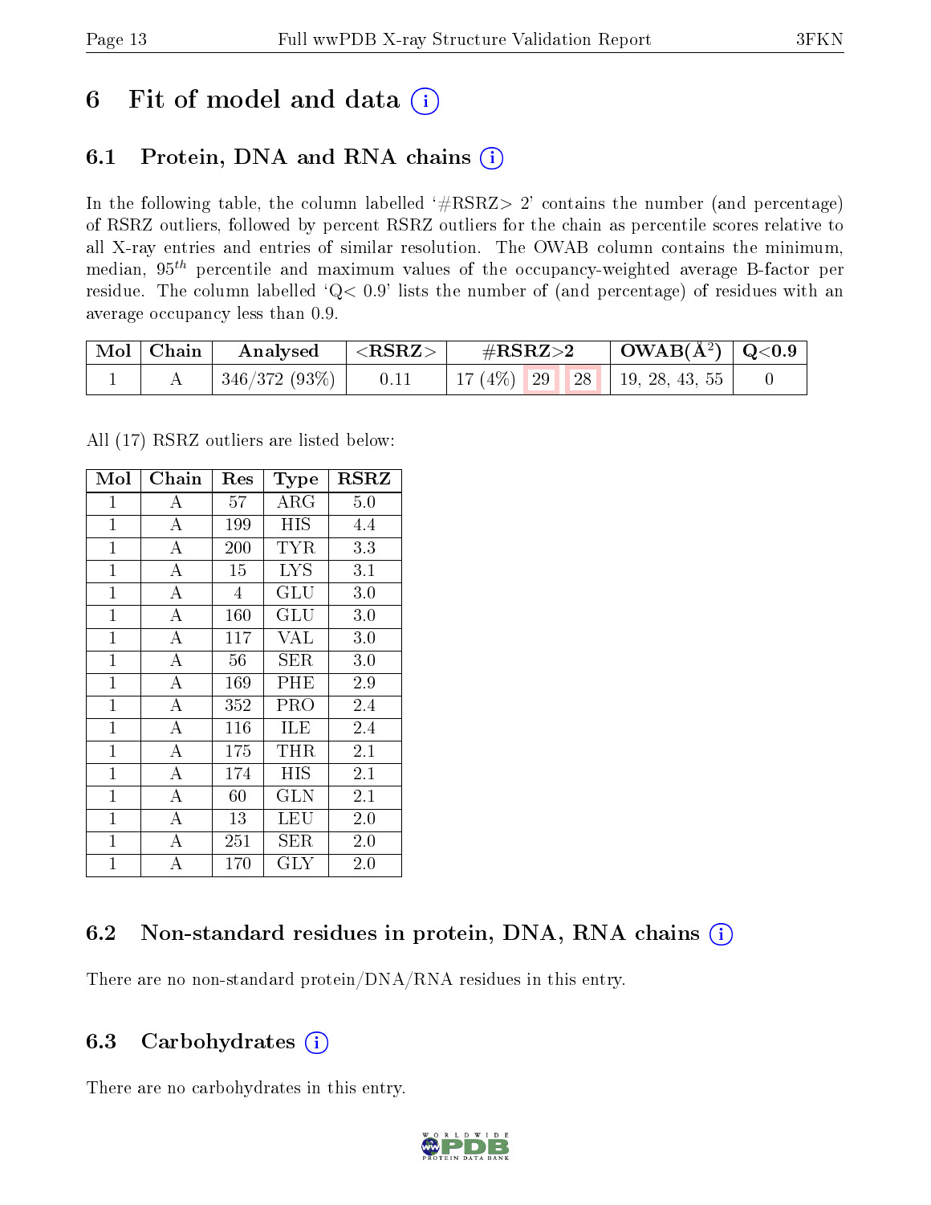# 6 Fit of model and data

## 6.1 Protein, DNA and RNA chains

In the following table, the column labelled '#RSRZ> 2' contains the number (and percentage) of RSRZ outliers, followed by percent RSRZ outliers for the chain as percentile scores relative to all X-ray entries and entries of similar resolution. The OWAB column contains the minimum, median, $95^{th}$ percentile and maximum values of the occupancy-weighted average B-factor per residue. The column labelled 'Q< 0.9' lists the number of (and percentage) of residues with an average occupancy less than 0.9.

| Mol | Chain | Analysed | <RSRZ> | #RSRZ>2 | | | OWAB(Å$^2$) | Q<0.9 |
|---|---|---|---|---|---|---|---|---|
| 1 | A | 346/372 (93%) | 0.11 | 17 (4%) | 29 | 28 | 19, 28, 43, 55 | 0 |

All (17) RSRZ outliers are listed below:

| Mol | Chain | Res | Type | RSRZ |
|---|---|---|---|---|
| 1 | A | 57 | ARG | 5.0 |
| 1 | A | 199 | HIS | 4.4 |
| 1 | A | 200 | TYR | 3.3 |
| 1 | A | 15 | LYS | 3.1 |
| 1 | A | 4 | GLU | 3.0 |
| 1 | A | 160 | GLU | 3.0 |
| 1 | A | 117 | VAL | 3.0 |
| 1 | A | 56 | SER | 3.0 |
| 1 | A | 169 | PHE | 2.9 |
| 1 | A | 352 | PRO | 2.4 |
| 1 | A | 116 | ILE | 2.4 |
| 1 | A | 175 | THR | 2.1 |
| 1 | A | 174 | HIS | 2.1 |
| 1 | A | 60 | GLN | 2.1 |
| 1 | A | 13 | LEU | 2.0 |
| 1 | A | 251 | SER | 2.0 |
| 1 | A | 170 | GLY | 2.0 |

## 6.2 Non-standard residues in protein, DNA, RNA chains

There are no non-standard protein/DNA/RNA residues in this entry.

## 6.3 Carbohydrates

There are no carbohydrates in this entry.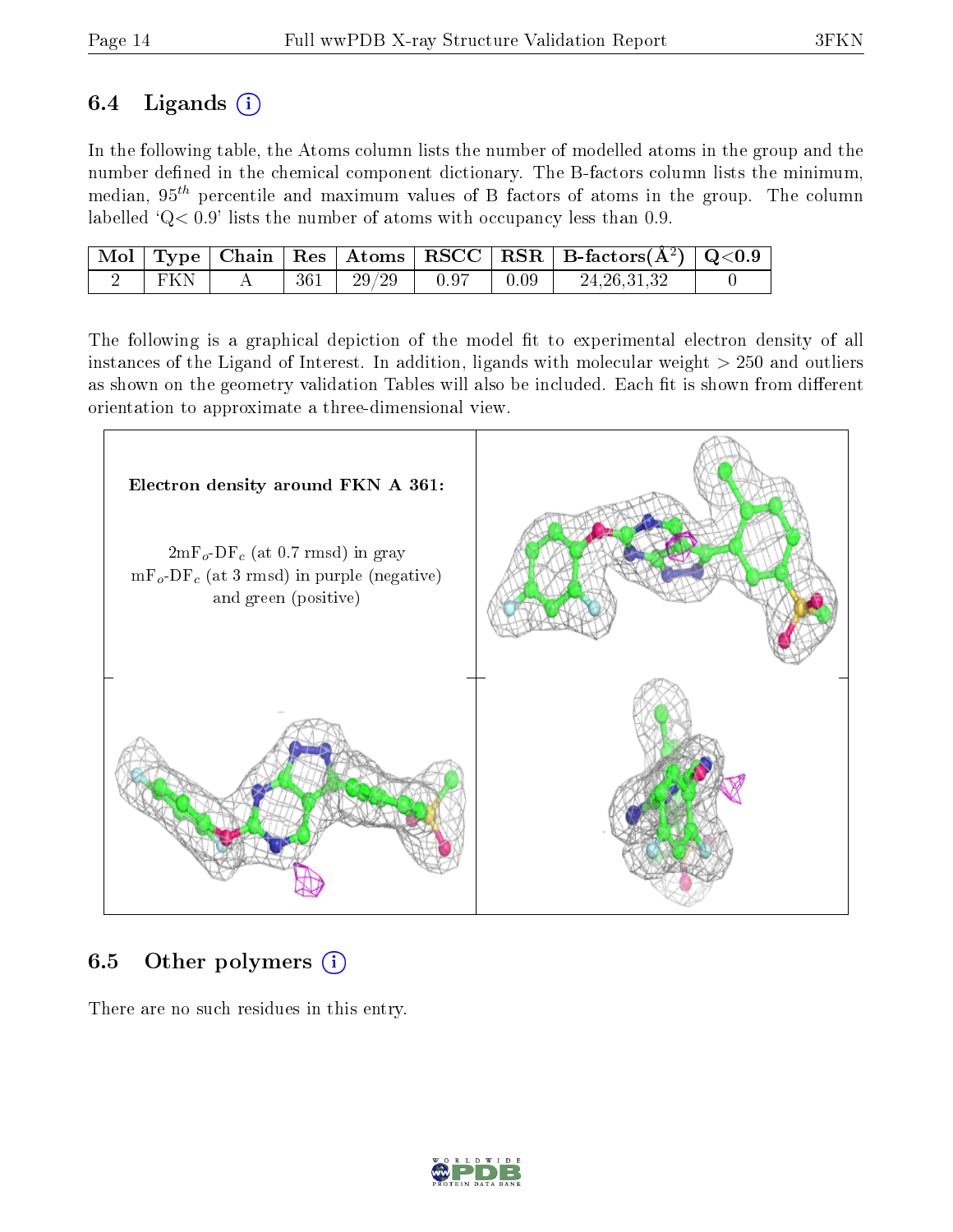## 6.4 Ligands (i)

In the following table, the Atoms column lists the number of modelled atoms in the group and the number defined in the chemical component dictionary. The B-factors column lists the minimum, median, $95^{th}$ percentile and maximum values of B factors of atoms in the group. The column labelled 'Q< 0.9' lists the number of atoms with occupancy less than 0.9.

| Mol | Type | Chain | Res | Atoms | RSCC | RSR | B-factors($Å^2$) | Q<0.9 |
|---|---|---|---|---|---|---|---|---|
| 2 | FKN | A | 361 | 29/29 | 0.97 | 0.09 | 24,26,31,32 | 0 |

The following is a graphical depiction of the model fit to experimental electron density of all instances of the Ligand of Interest. In addition, ligands with molecular weight > 250 and outliers as shown on the geometry validation Tables will also be included. Each fit is shown from different orientation to approximate a three-dimensional view.

**Electron density around FKN A 361:**

$2mF_o$-$DF_c$ (at 0.7 rmsd) in gray
$mF_o$-$DF_c$ (at 3 rmsd) in purple (negative) and green (positive)

## 6.5 Other polymers (i)

There are no such residues in this entry.